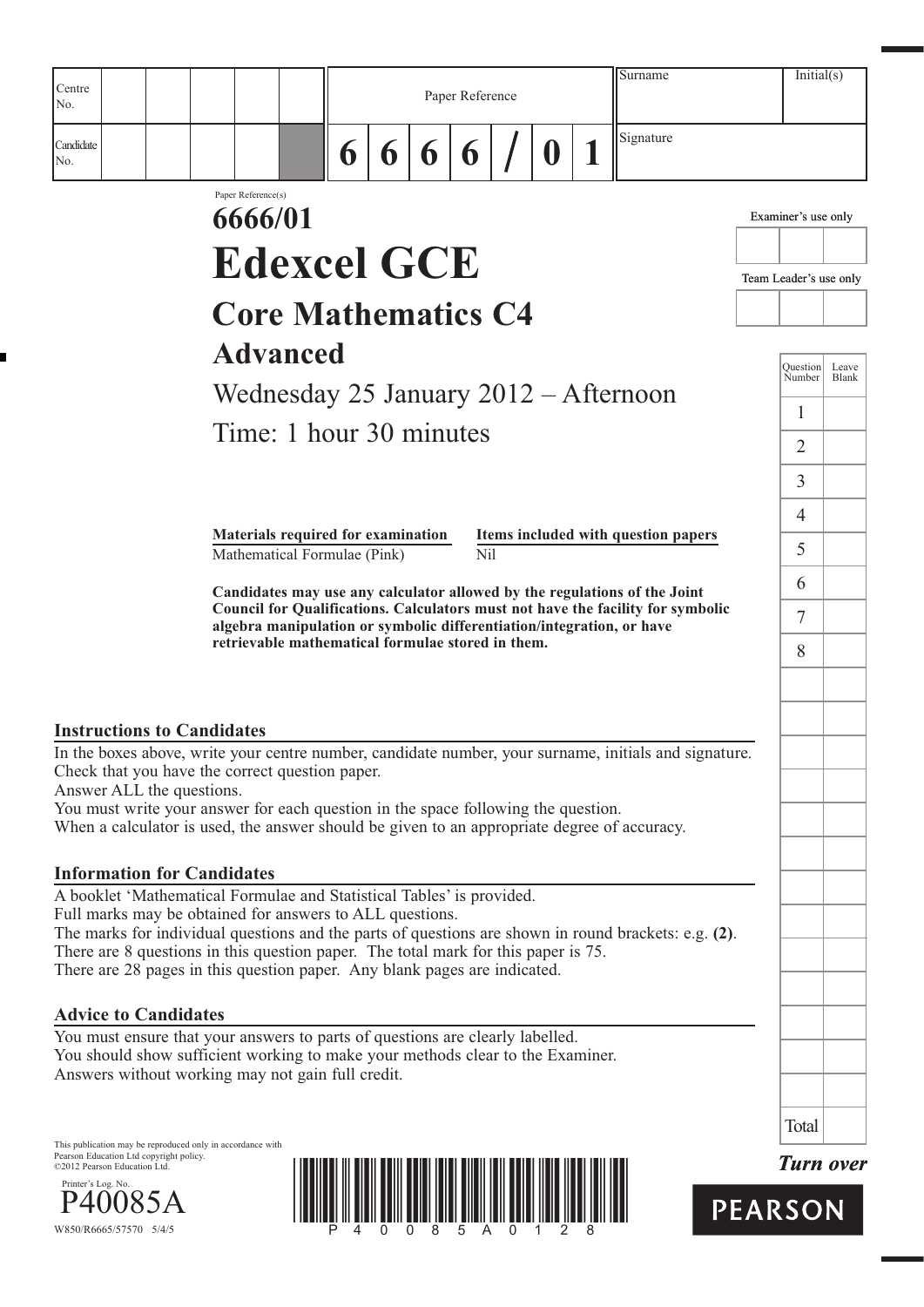| Centre No. | | | | | | Paper Reference | | | | | | | Surname | Initial(s) |
|---|---|---|---|---|---|---|---|---|---|---|---|---|---|---|
| Candidate No. | | | | | | 6 | 6 | 6 | 6 | / | 0 | 1 | Signature | |

Paper Reference(s)

# 6666/01

# Edexcel GCE

## Core Mathematics C4

## Advanced

Wednesday 25 January 2012 – Afternoon

Time: 1 hour 30 minutes

| Materials required for examination | Items included with question papers |
|---|---|
| Mathematical Formulae (Pink) | Nil |

**Candidates may use any calculator allowed by the regulations of the Joint Council for Qualifications. Calculators must not have the facility for symbolic algebra manipulation or symbolic differentiation/integration, or have retrievable mathematical formulae stored in them.**

Examiner's use only

Team Leader's use only

| Question Number | Leave Blank |
|---|---|
| 1 | |
| 2 | |
| 3 | |
| 4 | |
| 5 | |
| 6 | |
| 7 | |
| 8 | |
| Total | |

### Instructions to Candidates

In the boxes above, write your centre number, candidate number, your surname, initials and signature.
Check that you have the correct question paper.
Answer ALL the questions.
You must write your answer for each question in the space following the question.
When a calculator is used, the answer should be given to an appropriate degree of accuracy.

### Information for Candidates

A booklet 'Mathematical Formulae and Statistical Tables' is provided.
Full marks may be obtained for answers to ALL questions.
The marks for individual questions and the parts of questions are shown in round brackets: e.g. **(2)**.
There are 8 questions in this question paper. The total mark for this paper is 75.
There are 28 pages in this question paper. Any blank pages are indicated.

### Advice to Candidates

You must ensure that your answers to parts of questions are clearly labelled.
You should show sufficient working to make your methods clear to the Examiner.
Answers without working may not gain full credit.

This publication may be reproduced only in accordance with Pearson Education Ltd copyright policy.
©2012 Pearson Education Ltd.

Printer's Log. No.
P40085A

W850/R6665/57570 5/4/5

P 4 0 0 8 5 A 0 1 2 8

***Turn over***

PEARSON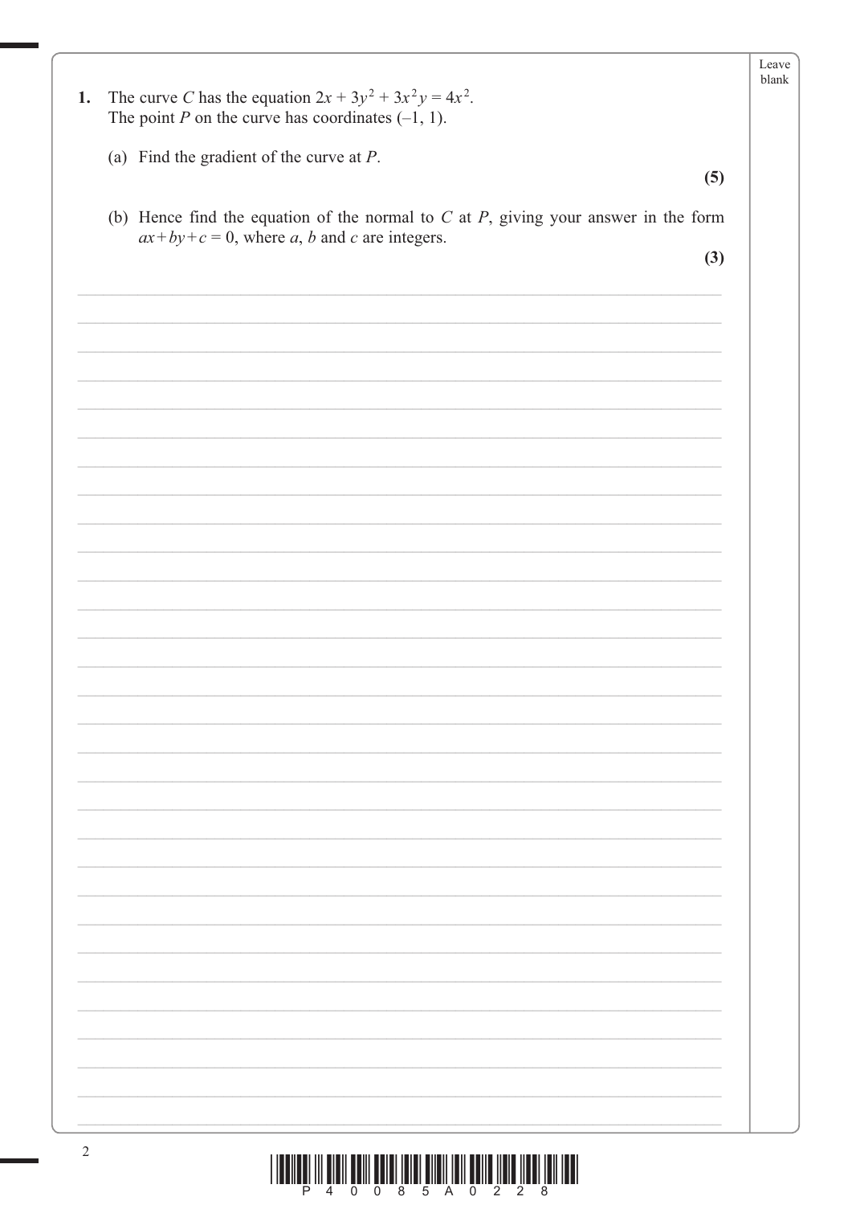**1.** The curve $C$ has the equation $2x + 3y^2 + 3x^2y = 4x^2$.
The point $P$ on the curve has coordinates $(-1, 1)$.

(a) Find the gradient of the curve at $P$.

**(5)**

(b) Hence find the equation of the normal to $C$ at $P$, giving your answer in the form $ax + by + c = 0$, where $a$, $b$ and $c$ are integers.

**(3)**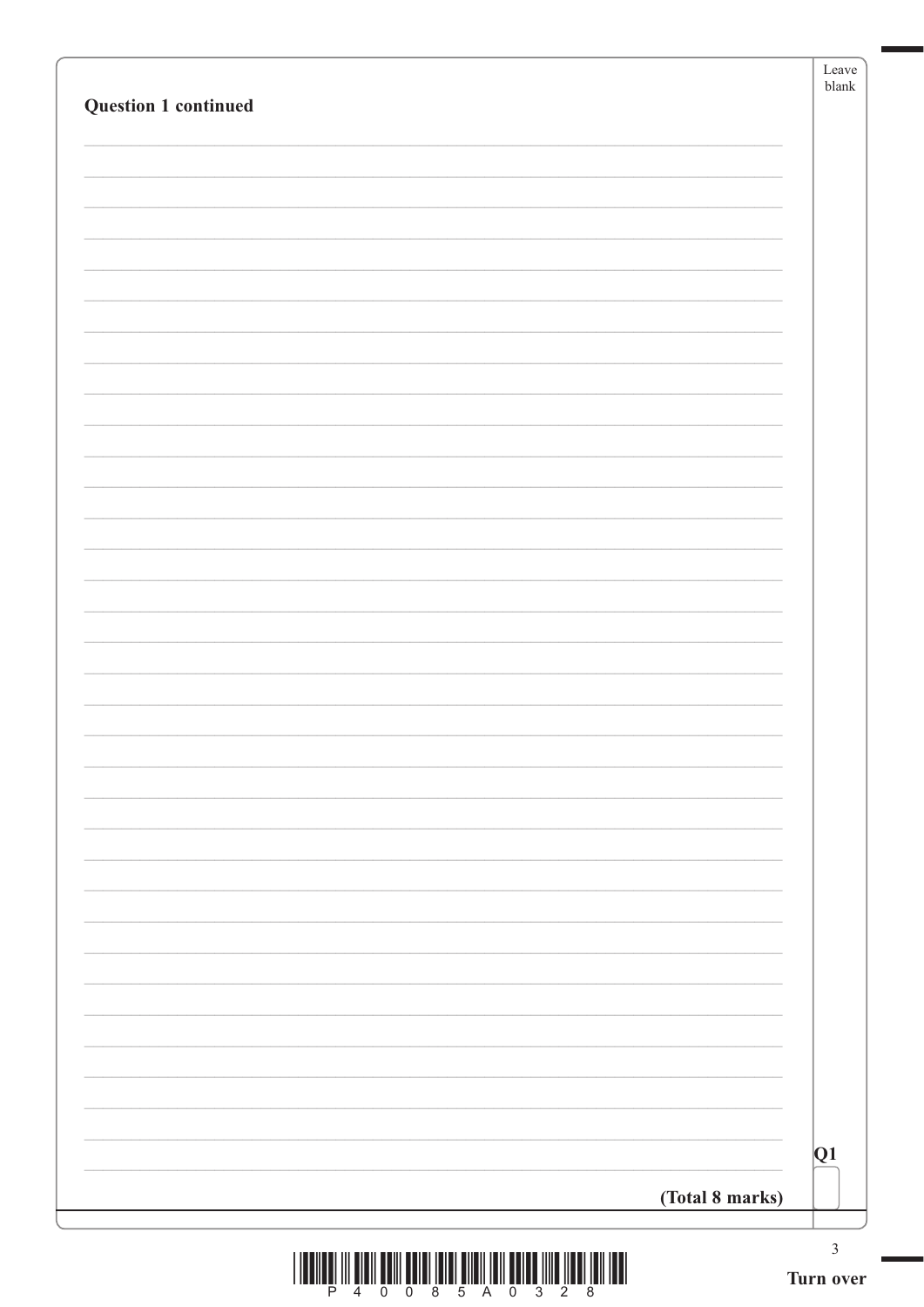**Question 1 continued**

Q1

**(Total 8 marks)**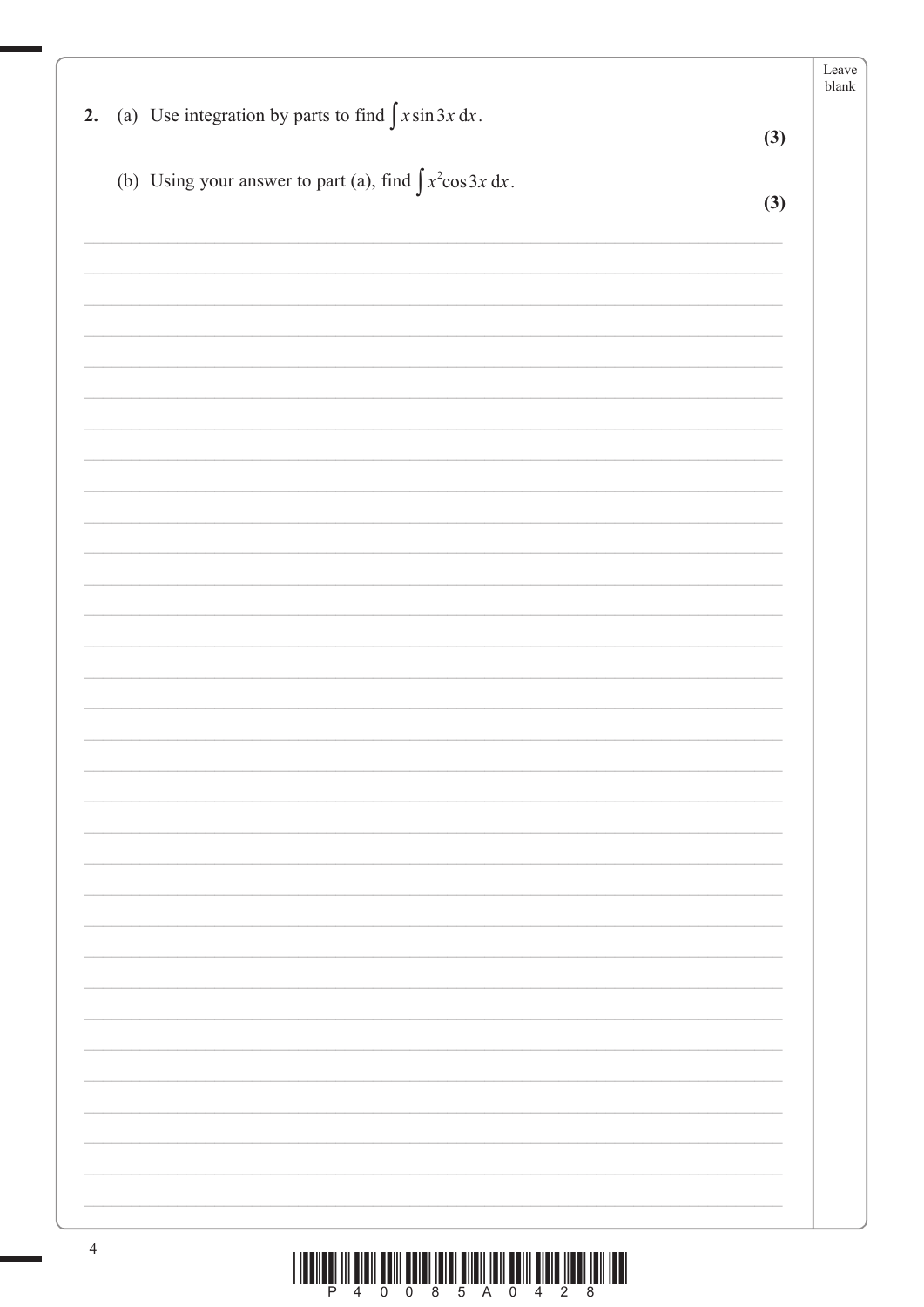**2.** (a) Use integration by parts to find $\int x \sin 3x \, dx$.

**(3)**

(b) Using your answer to part (a), find $\int x^2 \cos 3x \, dx$.

**(3)**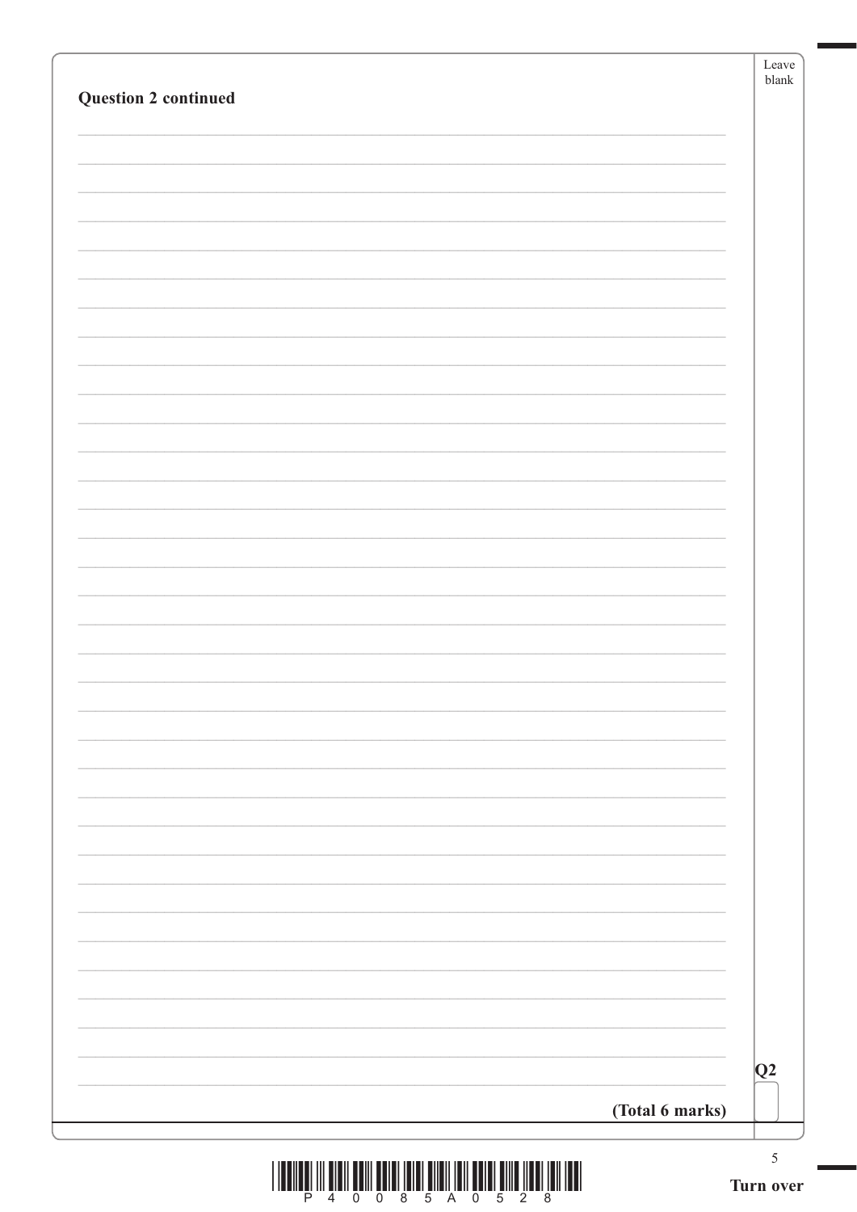**Question 2 continued**

**(Total 6 marks)**

Q2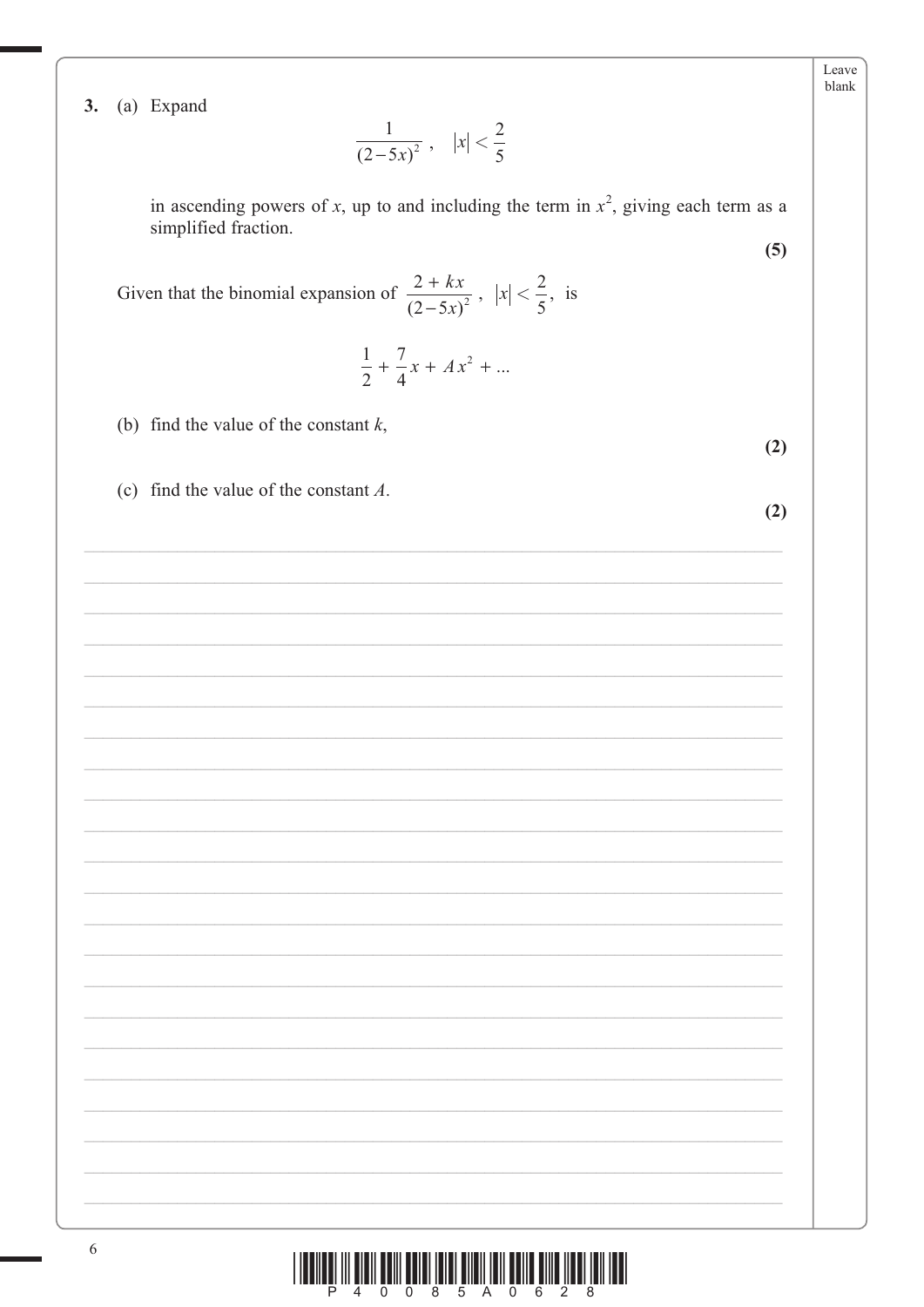**3.** (a) Expand

$$\frac{1}{(2-5x)^2}, \quad |x| < \frac{2}{5}$$

in ascending powers of $x$, up to and including the term in $x^2$, giving each term as a simplified fraction.

**(5)**

Given that the binomial expansion of $\dfrac{2 + kx}{(2-5x)^2}$, $|x| < \dfrac{2}{5}$, is

$$\frac{1}{2} + \frac{7}{4}x + Ax^2 + \ldots$$

(b) find the value of the constant $k$,

**(2)**

(c) find the value of the constant $A$.

**(2)**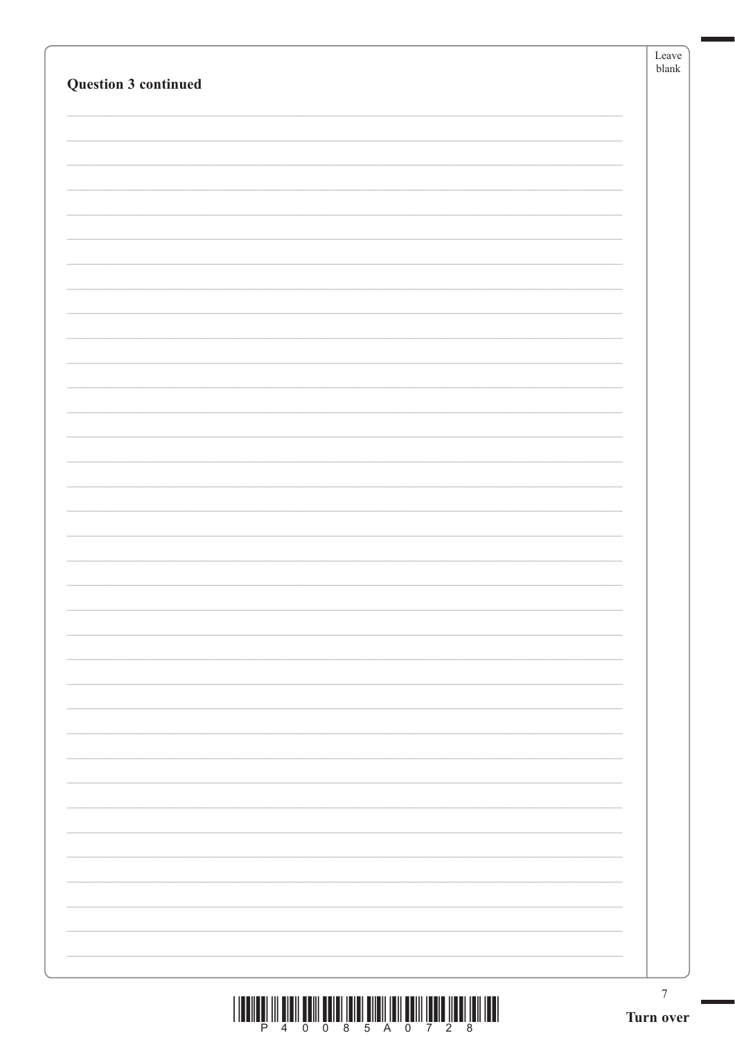**Question 3 continued**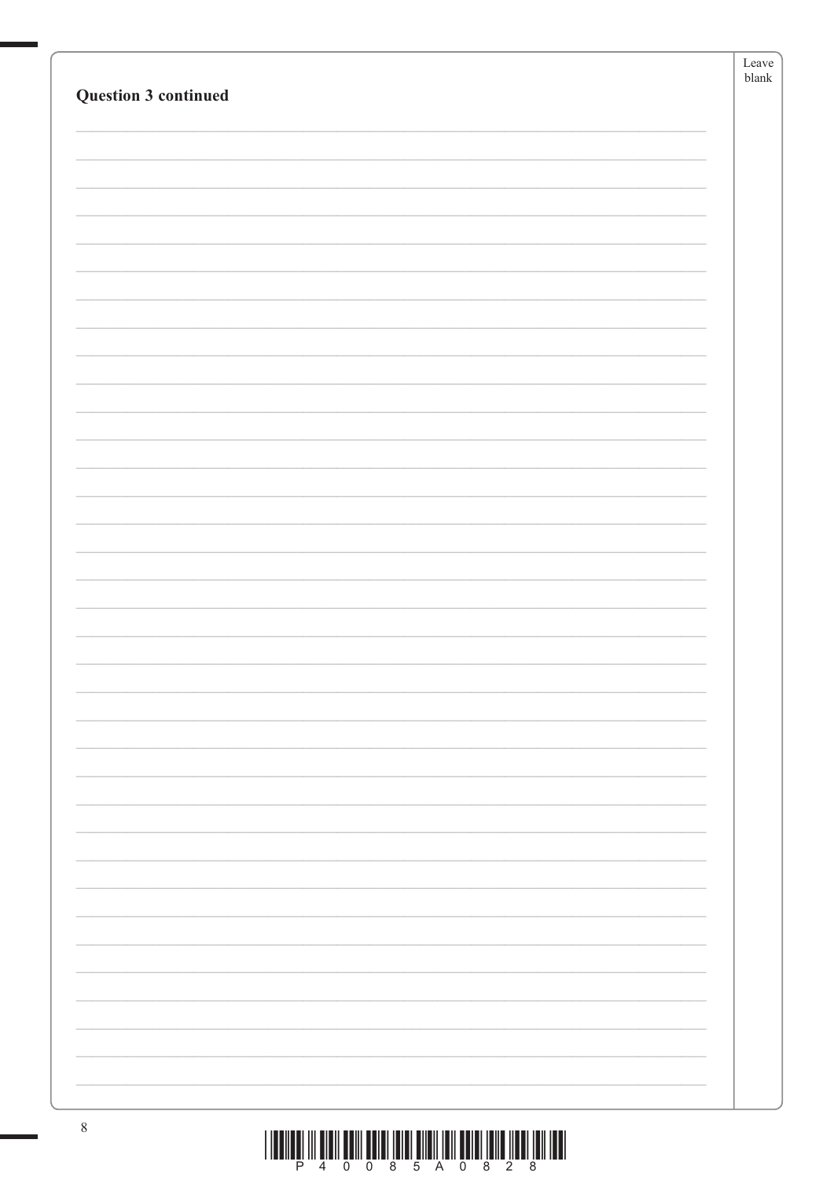**Question 3 continued**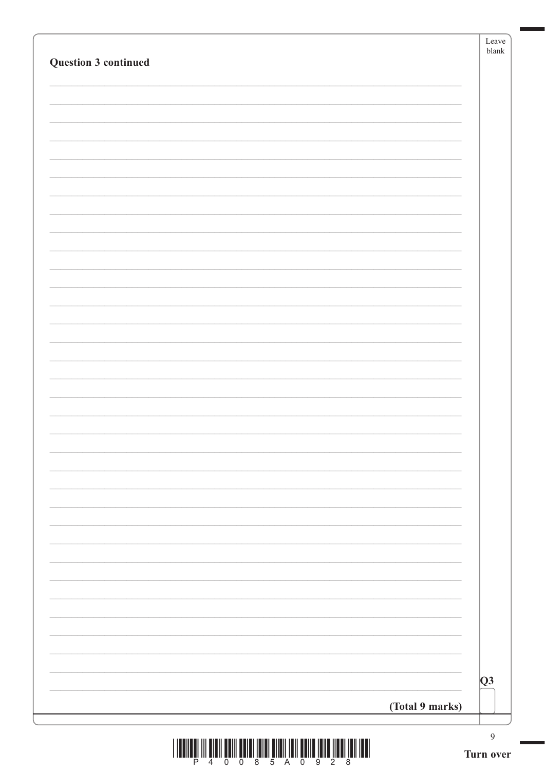**Question 3 continued**

**(Total 9 marks)**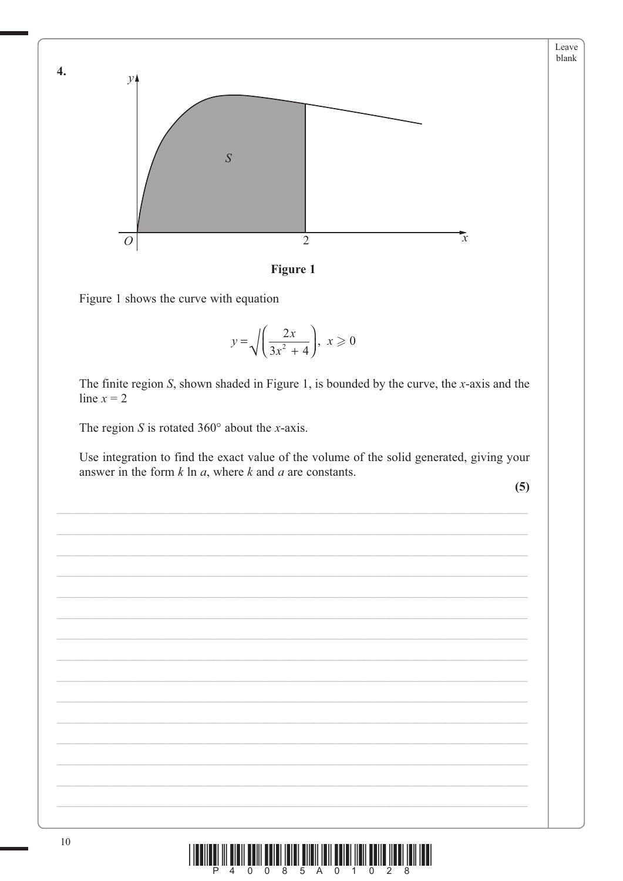**4.**

**Figure 1**

Figure 1 shows the curve with equation

$$y = \sqrt{\left(\frac{2x}{3x^2 + 4}\right)}, \; x \geqslant 0$$

The finite region $S$, shown shaded in Figure 1, is bounded by the curve, the $x$-axis and the line $x = 2$

The region $S$ is rotated 360° about the $x$-axis.

Use integration to find the exact value of the volume of the solid generated, giving your answer in the form $k \ln a$, where $k$ and $a$ are constants.

**(5)**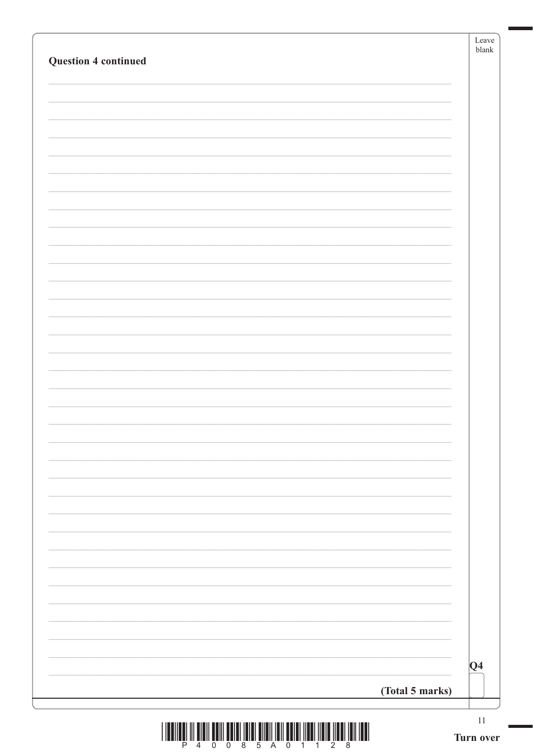**Question 4 continued**

Q4

**(Total 5 marks)**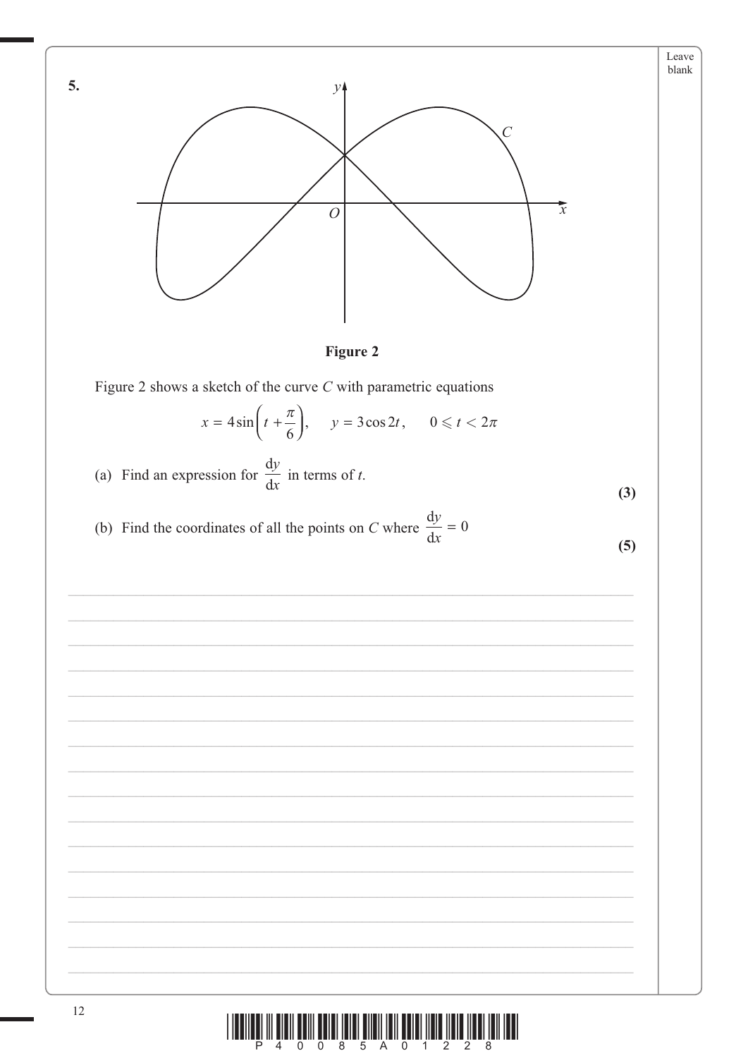**5.**

**Figure 2**

Figure 2 shows a sketch of the curve $C$ with parametric equations

$$x = 4\sin\left(t + \frac{\pi}{6}\right), \quad y = 3\cos 2t, \quad 0 \leqslant t < 2\pi$$

(a) Find an expression for $\frac{dy}{dx}$ in terms of $t$.

**(3)**

(b) Find the coordinates of all the points on $C$ where $\frac{dy}{dx} = 0$

**(5)**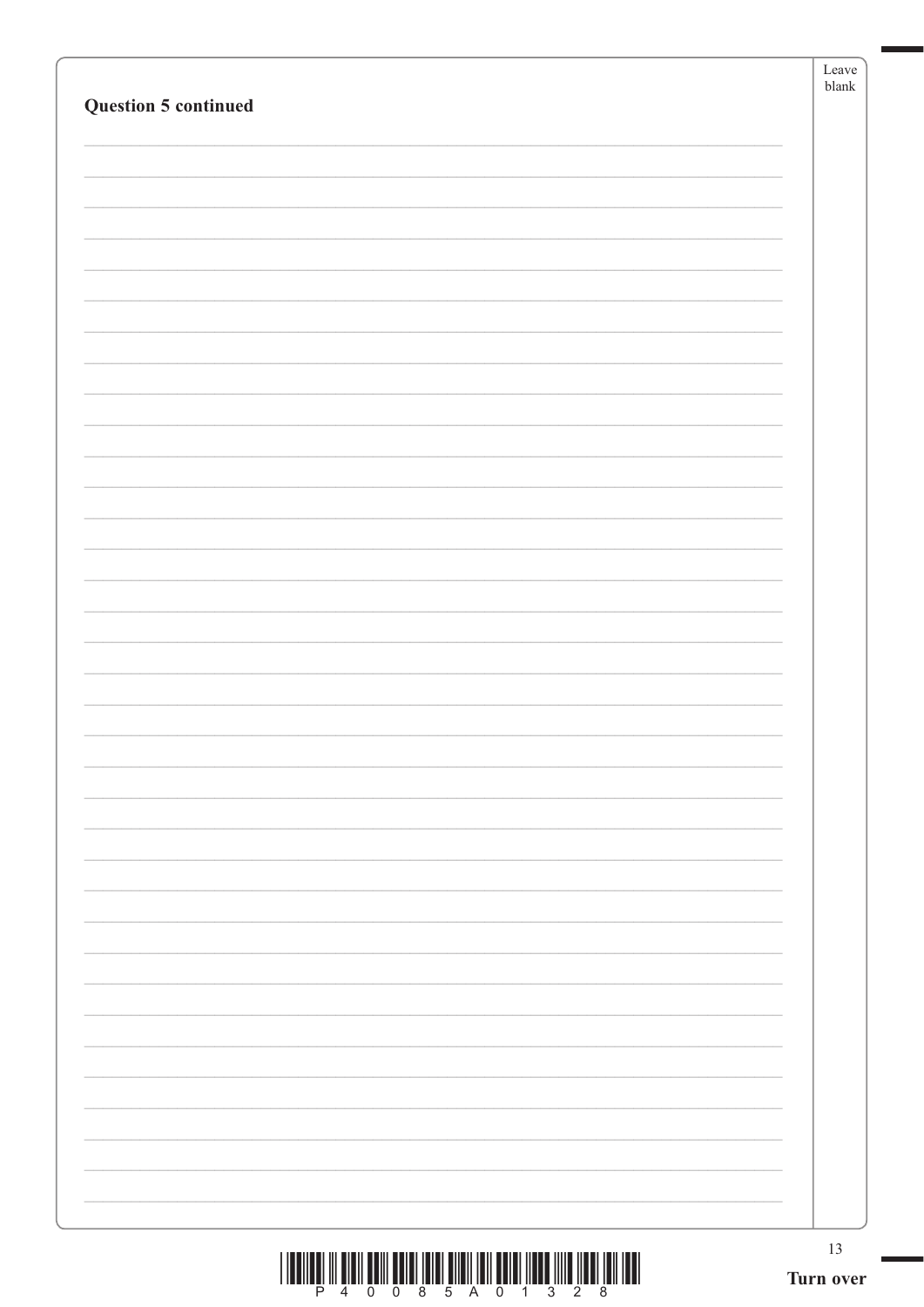**Question 5 continued**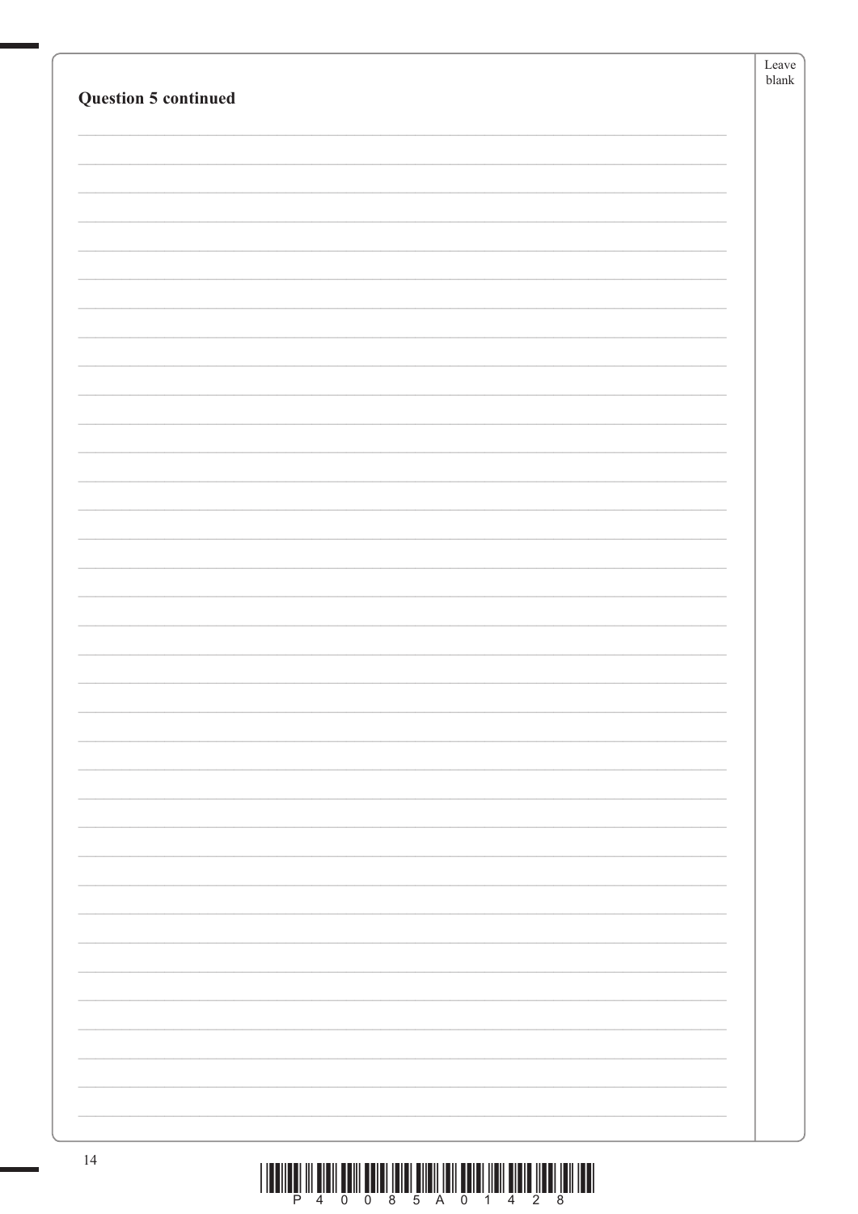**Question 5 continued**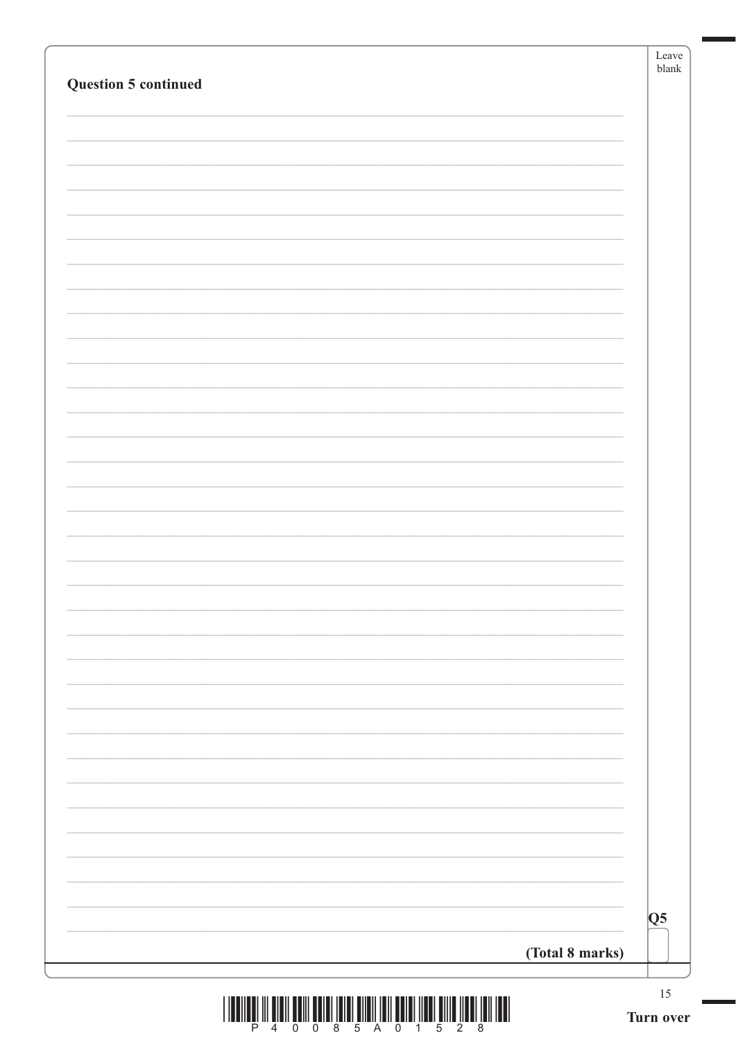**Question 5 continued**

**Q5**

**(Total 8 marks)**

**Turn over**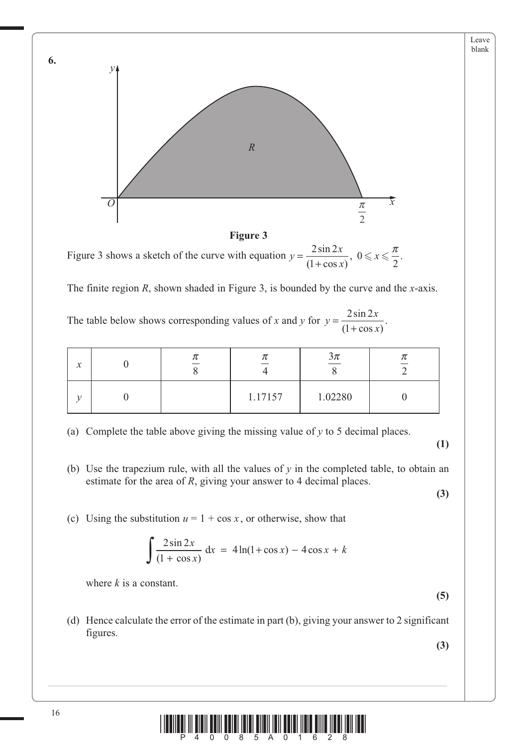**6.**

**Figure 3**

Figure 3 shows a sketch of the curve with equation $y = \dfrac{2\sin 2x}{(1+\cos x)}$, $0 \leqslant x \leqslant \dfrac{\pi}{2}$.

The finite region $R$, shown shaded in Figure 3, is bounded by the curve and the $x$-axis.

The table below shows corresponding values of $x$ and $y$ for $y = \dfrac{2\sin 2x}{(1+\cos x)}$.

| $x$ | 0 | $\dfrac{\pi}{8}$ | $\dfrac{\pi}{4}$ | $\dfrac{3\pi}{8}$ | $\dfrac{\pi}{2}$ |
|---|---|---|---|---|---|
| $y$ | 0 | | 1.17157 | 1.02280 | 0 |

(a) Complete the table above giving the missing value of $y$ to 5 decimal places. **(1)**

(b) Use the trapezium rule, with all the values of $y$ in the completed table, to obtain an estimate for the area of $R$, giving your answer to 4 decimal places. **(3)**

(c) Using the substitution $u = 1 + \cos x$, or otherwise, show that

$$\int \frac{2\sin 2x}{(1+\cos x)}\,\mathrm{d}x = 4\ln(1+\cos x) - 4\cos x + k$$

where $k$ is a constant. **(5)**

(d) Hence calculate the error of the estimate in part (b), giving your answer to 2 significant figures. **(3)**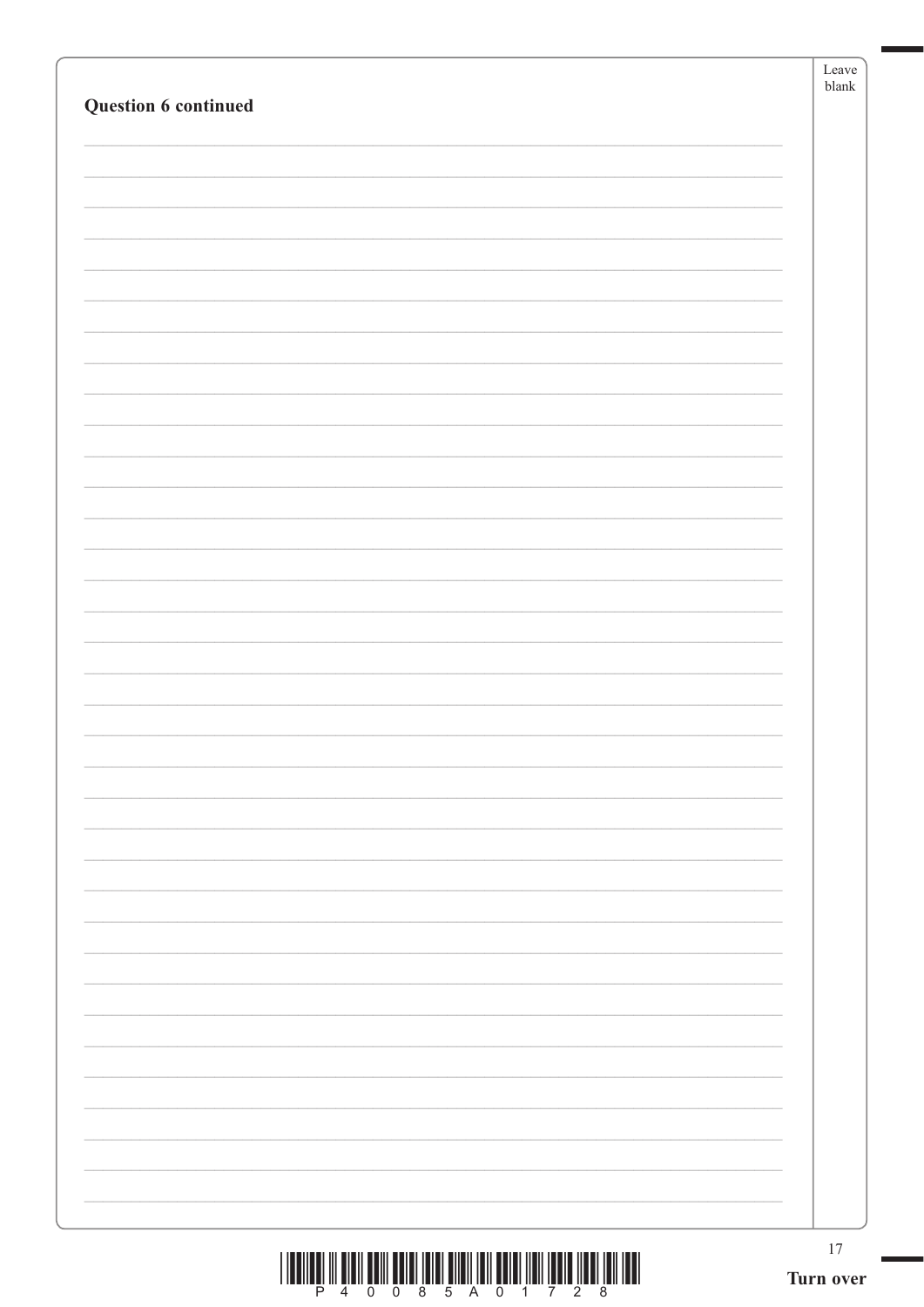**Question 6 continued**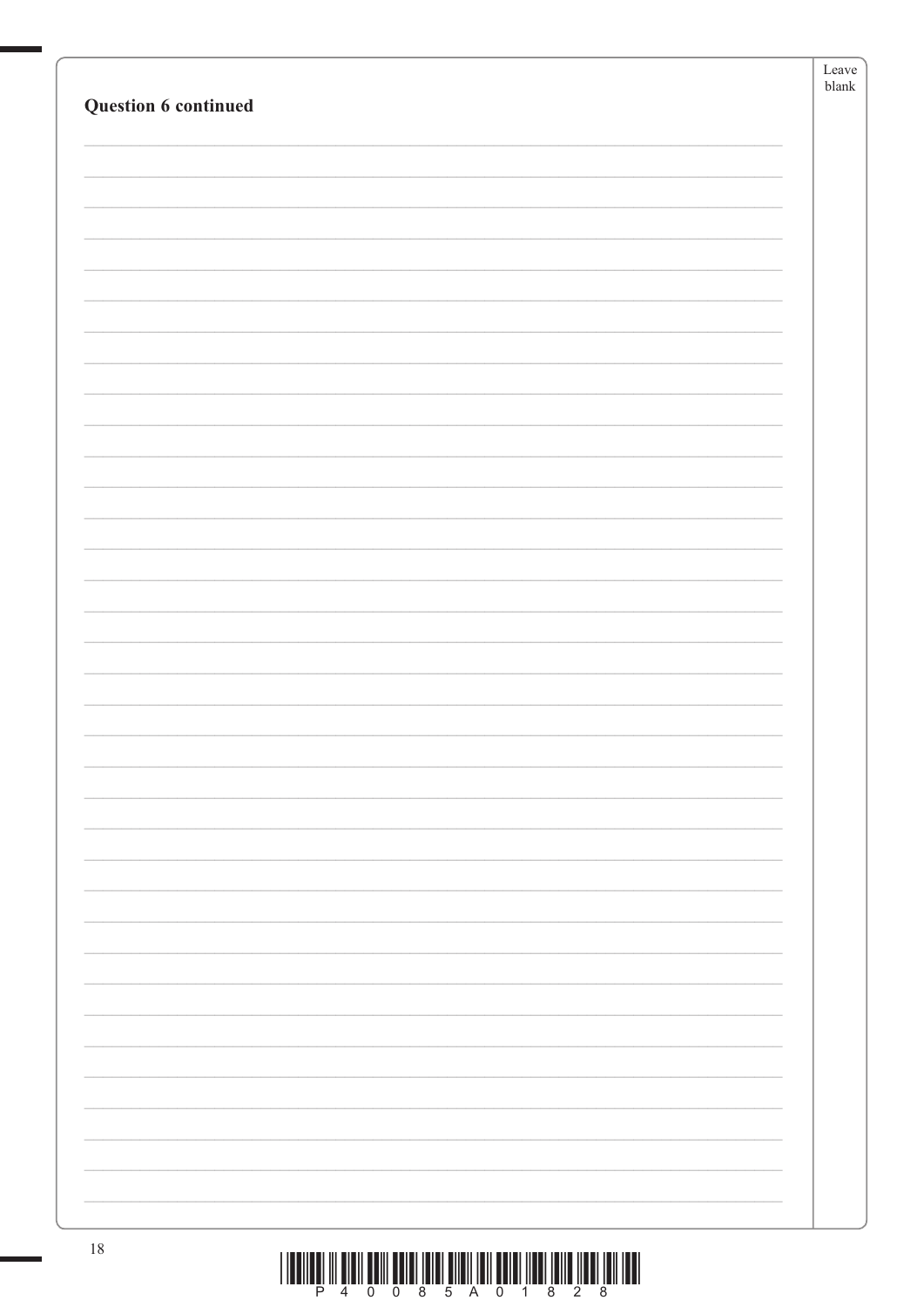**Question 6 continued**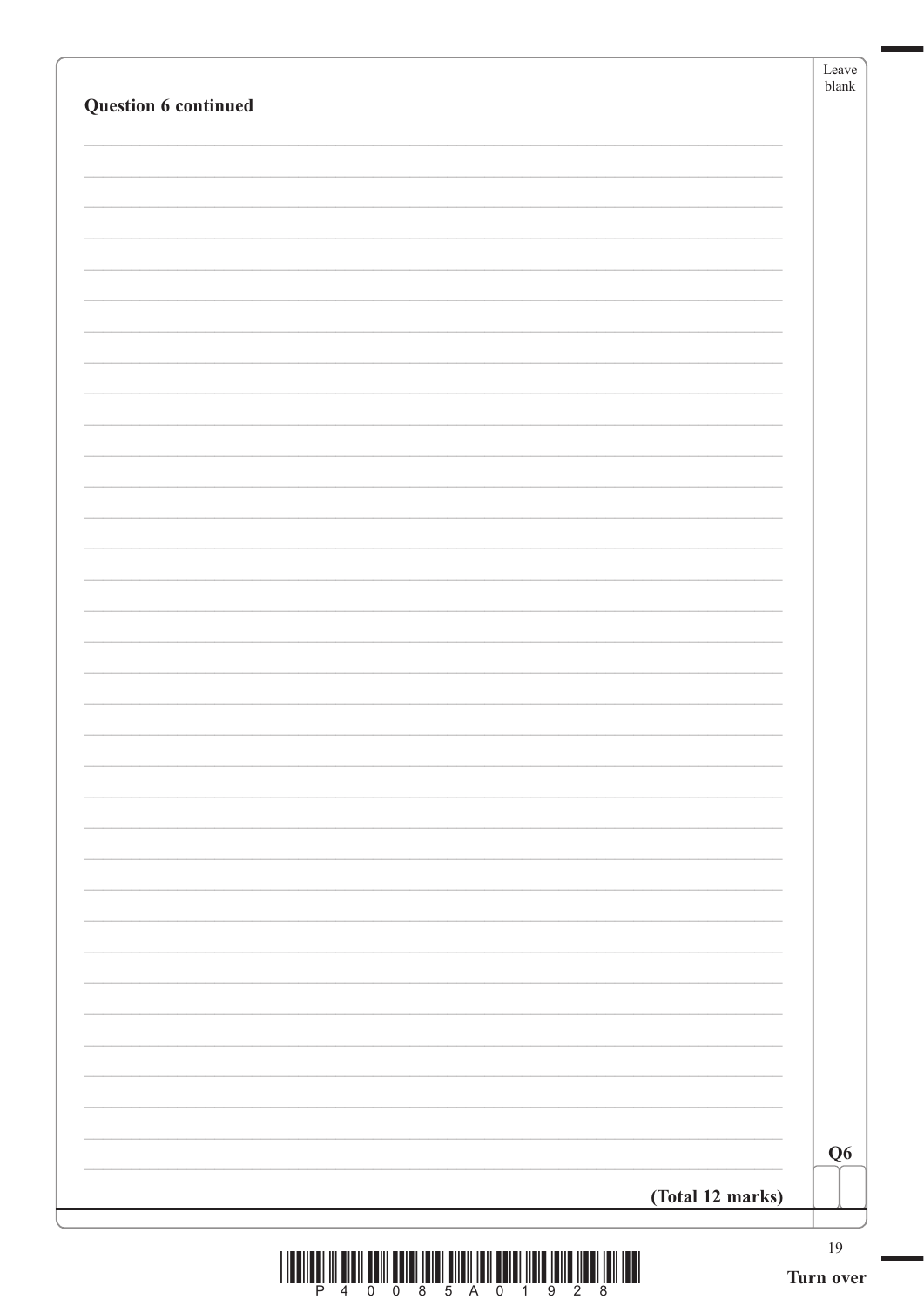**Question 6 continued**

**(Total 12 marks)**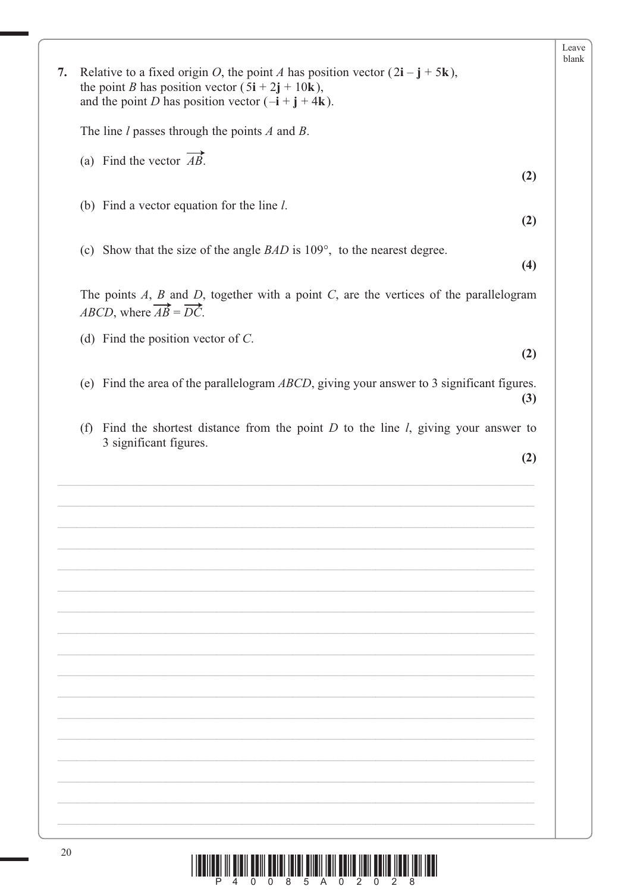**7.** Relative to a fixed origin $O$, the point $A$ has position vector $(2\mathbf{i} - \mathbf{j} + 5\mathbf{k})$, the point $B$ has position vector $(5\mathbf{i} + 2\mathbf{j} + 10\mathbf{k})$, and the point $D$ has position vector $(-\mathbf{i} + \mathbf{j} + 4\mathbf{k})$.

The line $l$ passes through the points $A$ and $B$.

(a) Find the vector $\overrightarrow{AB}$.
**(2)**

(b) Find a vector equation for the line $l$.
**(2)**

(c) Show that the size of the angle $BAD$ is $109°$, to the nearest degree.
**(4)**

The points $A$, $B$ and $D$, together with a point $C$, are the vertices of the parallelogram $ABCD$, where $\overrightarrow{AB} = \overrightarrow{DC}$.

(d) Find the position vector of $C$.
**(2)**

(e) Find the area of the parallelogram $ABCD$, giving your answer to 3 significant figures.
**(3)**

(f) Find the shortest distance from the point $D$ to the line $l$, giving your answer to 3 significant figures.
**(2)**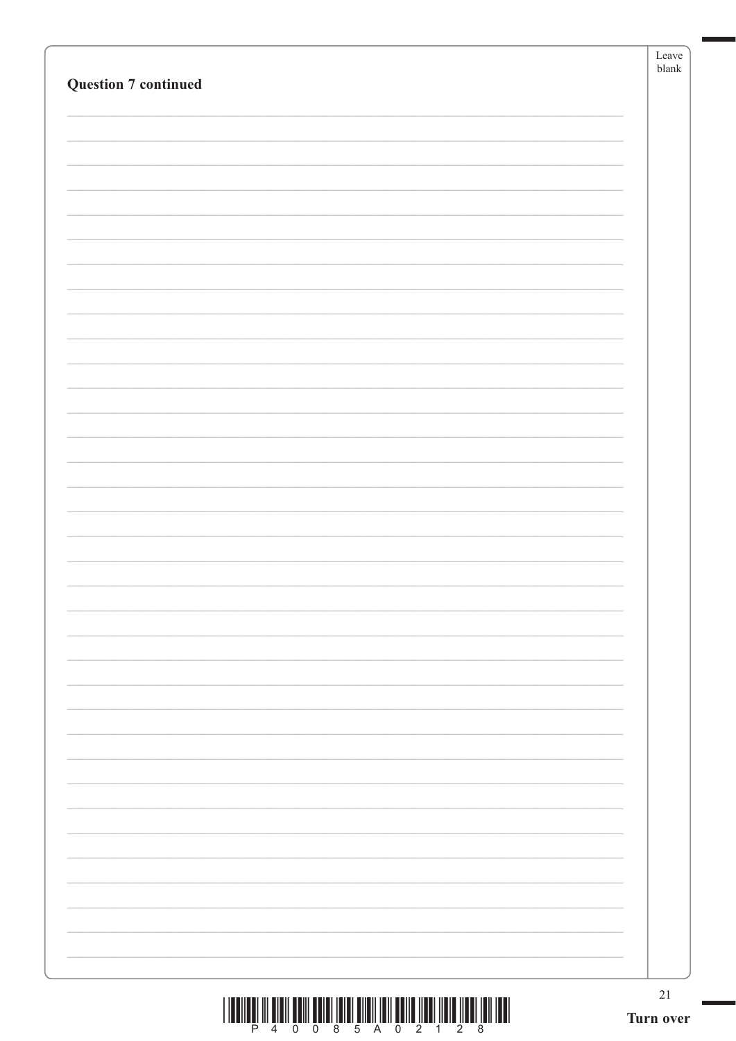**Question 7 continued**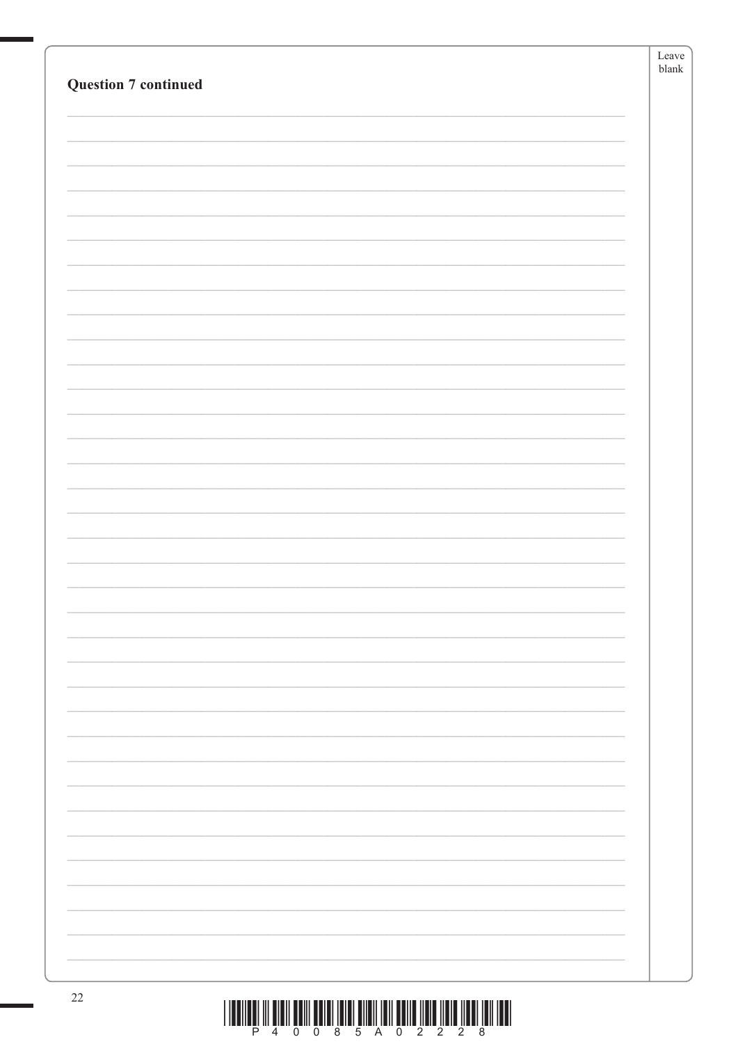**Question 7 continued**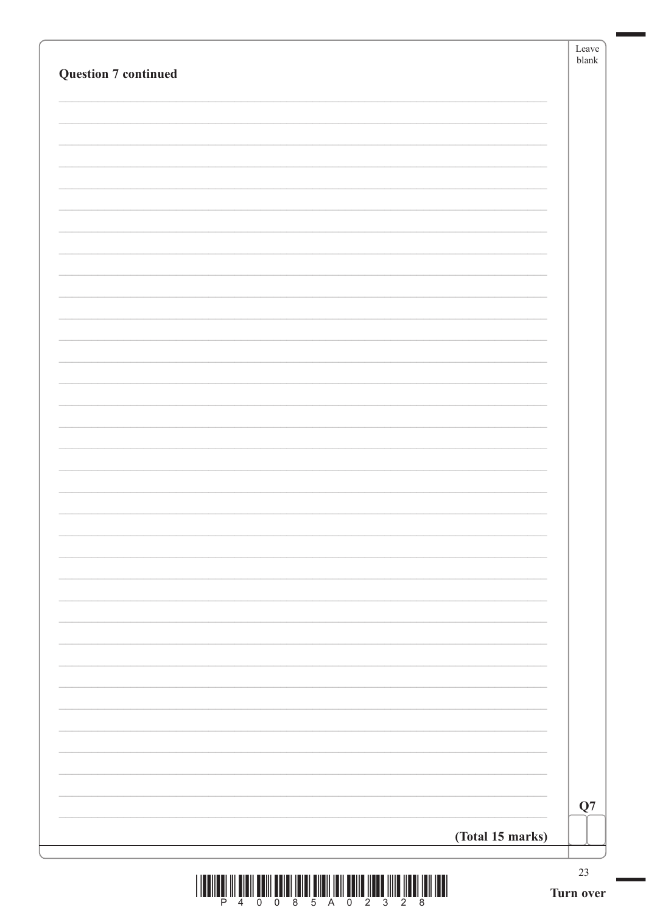**Question 7 continued**

**(Total 15 marks)**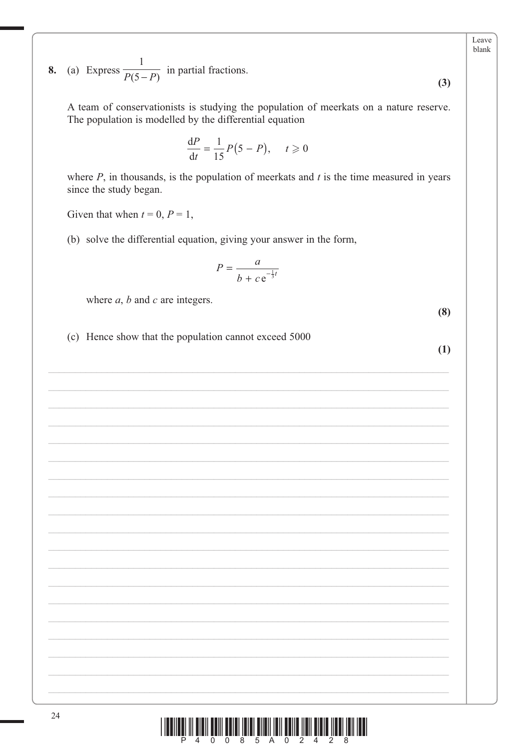**8.** (a) Express $\dfrac{1}{P(5-P)}$ in partial fractions.

**(3)**

A team of conservationists is studying the population of meerkats on a nature reserve. The population is modelled by the differential equation

$$\frac{\mathrm{d}P}{\mathrm{d}t} = \frac{1}{15}P(5-P), \quad t \geqslant 0$$

where $P$, in thousands, is the population of meerkats and $t$ is the time measured in years since the study began.

Given that when $t = 0$, $P = 1$,

(b) solve the differential equation, giving your answer in the form,

$$P = \frac{a}{b + c\mathrm{e}^{-\frac{1}{3}t}}$$

where $a$, $b$ and $c$ are integers.

**(8)**

(c) Hence show that the population cannot exceed 5000

**(1)**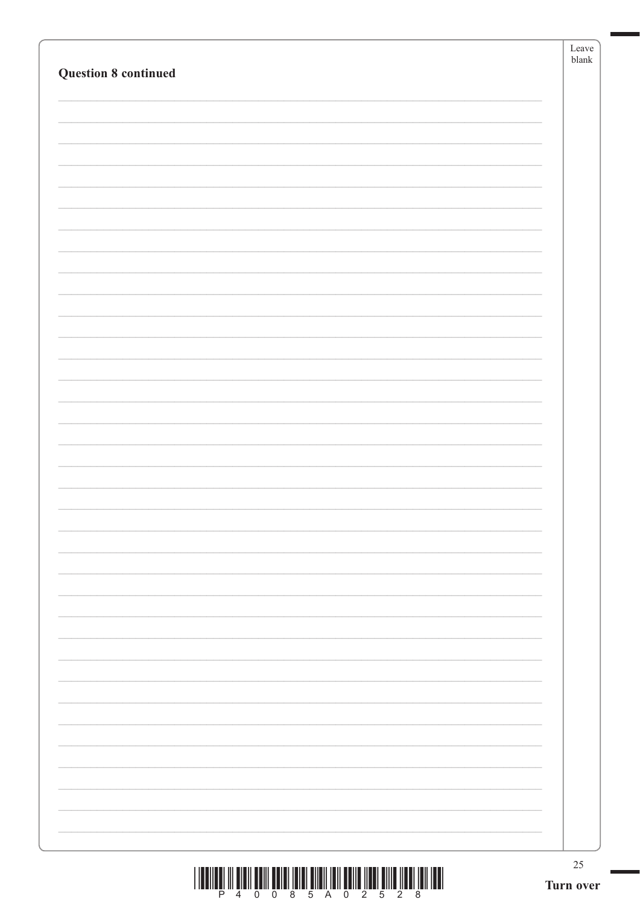**Question 8 continued**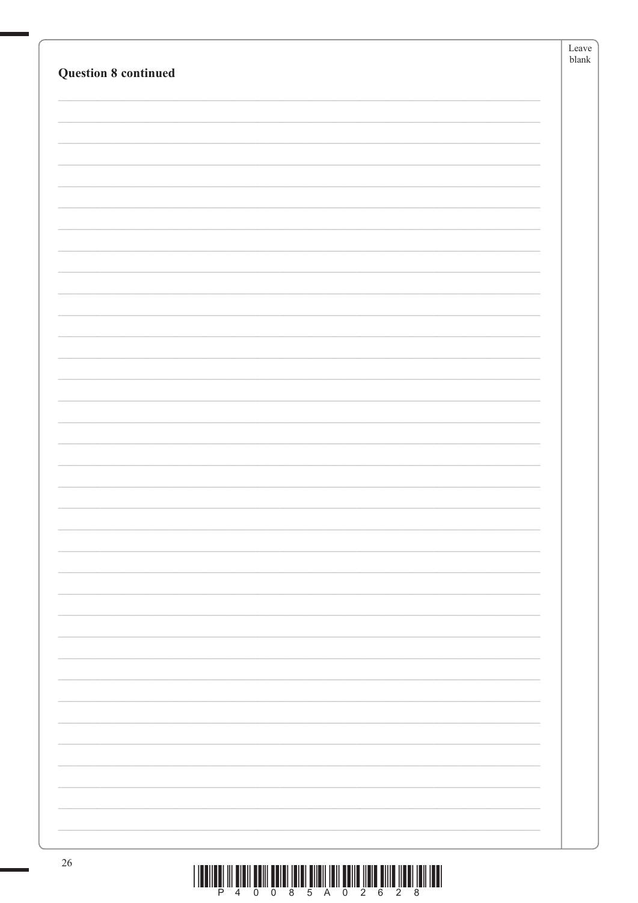**Question 8 continued**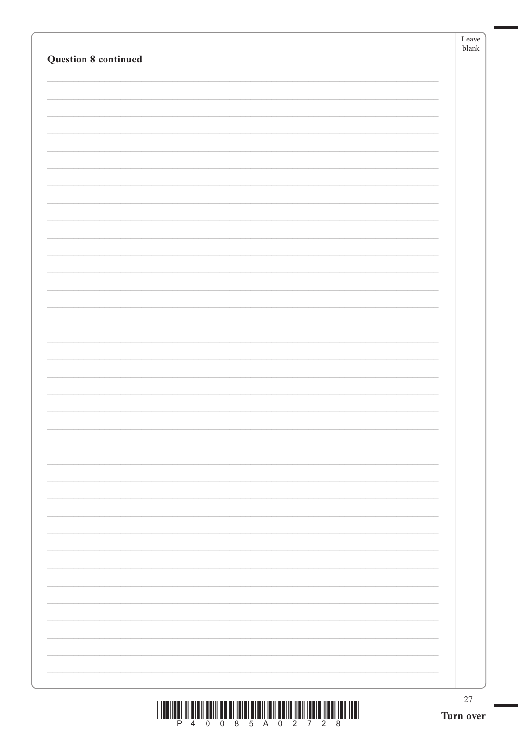**Question 8 continued**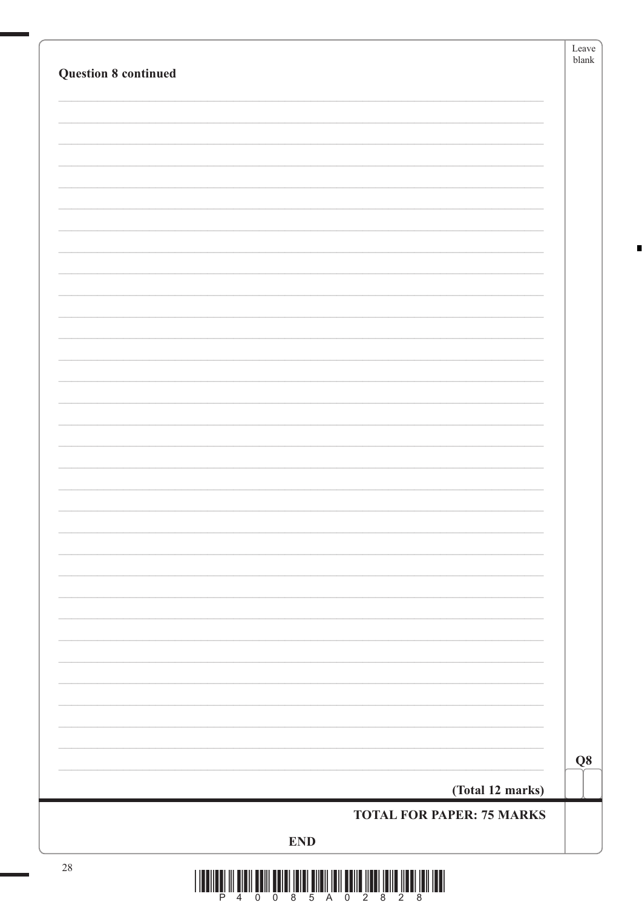**Question 8 continued**

Q8

**(Total 12 marks)**

**TOTAL FOR PAPER: 75 MARKS**

**END**